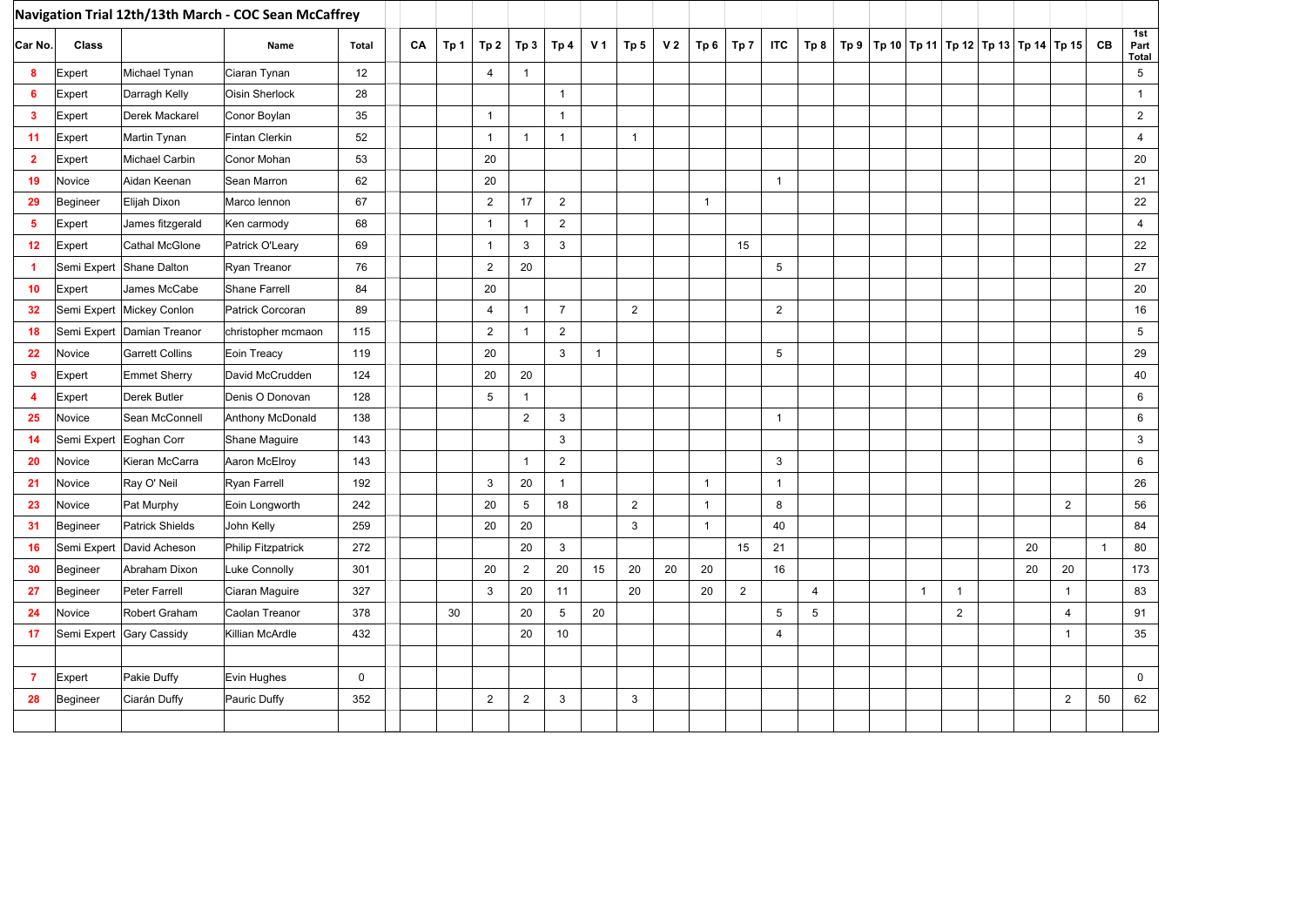## Navigation Trial 12th/13th March - COC Sean McCaffrey

| Car No. | Class | | Name | Total | CA | Tp 1 | Tp 2 | Tp 3 | Tp 4 | V 1 | Tp 5 | V 2 | Tp 6 | Tp 7 | ITC | Tp 8 | Tp 9 | Tp 10 | Tp 11 | Tp 12 | Tp 13 | Tp 14 | Tp 15 | CB | 1st Part Total |
|---|---|---|---|---|---|---|---|---|---|---|---|---|---|---|---|---|---|---|---|---|---|---|---|---|---|
| 8 | Expert | Michael Tynan | Ciaran Tynan | 12 | | | 4 | 1 | | | | | | | | | | | | | | | | | 5 |
| 6 | Expert | Darragh Kelly | Oisin Sherlock | 28 | | | | | 1 | | | | | | | | | | | | | | | | 1 |
| 3 | Expert | Derek Mackarel | Conor Boylan | 35 | | | 1 | | 1 | | | | | | | | | | | | | | | | 2 |
| 11 | Expert | Martin Tynan | Fintan Clerkin | 52 | | | 1 | 1 | 1 | | 1 | | | | | | | | | | | | | | 4 |
| 2 | Expert | Michael Carbin | Conor Mohan | 53 | | | 20 | | | | | | | | | | | | | | | | | | 20 |
| 19 | Novice | Aidan Keenan | Sean Marron | 62 | | | 20 | | | | | | | | 1 | | | | | | | | | | 21 |
| 29 | Begineer | Elijah Dixon | Marco lennon | 67 | | | 2 | 17 | 2 | | | | 1 | | | | | | | | | | | | 22 |
| 5 | Expert | James fitzgerald | Ken carmody | 68 | | | 1 | 1 | 2 | | | | | | | | | | | | | | | | 4 |
| 12 | Expert | Cathal McGlone | Patrick O'Leary | 69 | | | 1 | 3 | 3 | | | | | 15 | | | | | | | | | | | 22 |
| 1 | Semi Expert | Shane Dalton | Ryan Treanor | 76 | | | 2 | 20 | | | | | | | 5 | | | | | | | | | | 27 |
| 10 | Expert | James McCabe | Shane Farrell | 84 | | | 20 | | | | | | | | | | | | | | | | | | 20 |
| 32 | Semi Expert | Mickey Conlon | Patrick Corcoran | 89 | | | 4 | 1 | 7 | | 2 | | | | 2 | | | | | | | | | | 16 |
| 18 | Semi Expert | Damian Treanor | christopher mcmaon | 115 | | | 2 | 1 | 2 | | | | | | | | | | | | | | | | 5 |
| 22 | Novice | Garrett Collins | Eoin Treacy | 119 | | | 20 | | 3 | 1 | | | | | 5 | | | | | | | | | | 29 |
| 9 | Expert | Emmet Sherry | David McCrudden | 124 | | | 20 | 20 | | | | | | | | | | | | | | | | | 40 |
| 4 | Expert | Derek Butler | Denis O Donovan | 128 | | | 5 | 1 | | | | | | | | | | | | | | | | | 6 |
| 25 | Novice | Sean McConnell | Anthony McDonald | 138 | | | | 2 | 3 | | | | | | 1 | | | | | | | | | | 6 |
| 14 | Semi Expert | Eoghan Corr | Shane Maguire | 143 | | | | | 3 | | | | | | | | | | | | | | | | 3 |
| 20 | Novice | Kieran McCarra | Aaron McElroy | 143 | | | | 1 | 2 | | | | | | 3 | | | | | | | | | | 6 |
| 21 | Novice | Ray O' Neil | Ryan Farrell | 192 | | | 3 | 20 | 1 | | | | 1 | | 1 | | | | | | | | | | 26 |
| 23 | Novice | Pat Murphy | Eoin Longworth | 242 | | | 20 | 5 | 18 | | 2 | | 1 | | 8 | | | | | | | | 2 | | 56 |
| 31 | Begineer | Patrick Shields | John Kelly | 259 | | | 20 | 20 | | | 3 | | 1 | | 40 | | | | | | | | | | 84 |
| 16 | Semi Expert | David Acheson | Philip Fitzpatrick | 272 | | | | 20 | 3 | | | | | 15 | 21 | | | | | | | 20 | | 1 | 80 |
| 30 | Begineer | Abraham Dixon | Luke Connolly | 301 | | | 20 | 2 | 20 | 15 | 20 | 20 | 20 | | 16 | | | | | | | 20 | 20 | | 173 |
| 27 | Begineer | Peter Farrell | Ciaran Maguire | 327 | | | 3 | 20 | 11 | | 20 | | 20 | 2 | | 4 | | | 1 | 1 | | | 1 | | 83 |
| 24 | Novice | Robert Graham | Caolan Treanor | 378 | | 30 | | 20 | 5 | 20 | | | | | 5 | 5 | | | | 2 | | | 4 | | 91 |
| 17 | Semi Expert | Gary Cassidy | Killian McArdle | 432 | | | | 20 | 10 | | | | | | 4 | | | | | | | | 1 | | 35 |
| | | | | | | | | | | | | | | | | | | | | | | | | | |
| 7 | Expert | Pakie Duffy | Evin Hughes | 0 | | | | | | | | | | | | | | | | | | | | | 0 |
| 28 | Begineer | Ciarán Duffy | Pauric Duffy | 352 | | | 2 | 2 | 3 | | 3 | | | | | | | | | | | | 2 | 50 | 62 |
| | | | | | | | | | | | | | | | | | | | | | | | | | |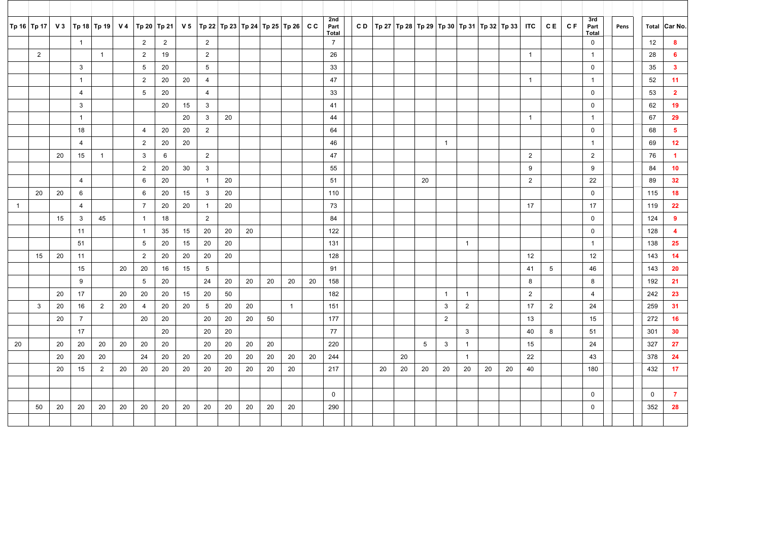| Tp 16 | Tp 17 | V 3 | Tp 18 | Tp 19 | V 4 | Tp 20 | Tp 21 | V 5 | Tp 22 | Tp 23 | Tp 24 | Tp 25 | Tp 26 | C C | 2nd Part Total | C D | Tp 27 | Tp 28 | Tp 29 | Tp 30 | Tp 31 | Tp 32 | Tp 33 | ITC | C E | C F | 3rd Part Total | Pens | Total | Car No. |
|---|---|---|---|---|---|---|---|---|---|---|---|---|---|---|---|---|---|---|---|---|---|---|---|---|---|---|---|---|---|---|
| | | | 1 | | | 2 | 2 | | 2 | | | | | | 7 | | | | | | | | | | | | 0 | | 12 | 8 |
| | 2 | | | 1 | | 2 | 19 | | 2 | | | | | | 26 | | | | | | | | | 1 | | | 1 | | 28 | 6 |
| | | | 3 | | | 5 | 20 | | 5 | | | | | | 33 | | | | | | | | | | | | 0 | | 35 | 3 |
| | | | 1 | | | 2 | 20 | 20 | 4 | | | | | | 47 | | | | | | | | | 1 | | | 1 | | 52 | 11 |
| | | | 4 | | | 5 | 20 | | 4 | | | | | | 33 | | | | | | | | | | | | 0 | | 53 | 2 |
| | | | 3 | | | | 20 | 15 | 3 | | | | | | 41 | | | | | | | | | | | | 0 | | 62 | 19 |
| | | | 1 | | | | | 20 | 3 | 20 | | | | | 44 | | | | | | | | | 1 | | | 1 | | 67 | 29 |
| | | | 18 | | | 4 | 20 | 20 | 2 | | | | | | 64 | | | | | | | | | | | | 0 | | 68 | 5 |
| | | | 4 | | | 2 | 20 | 20 | | | | | | | 46 | | | | | 1 | | | | | | | 1 | | 69 | 12 |
| | | 20 | 15 | 1 | | 3 | 6 | | 2 | | | | | | 47 | | | | | | | | | 2 | | | 2 | | 76 | 1 |
| | | | | | | 2 | 20 | 30 | 3 | | | | | | 55 | | | | | | | | | 9 | | | 9 | | 84 | 10 |
| | | | 4 | | | 6 | 20 | | 1 | 20 | | | | | 51 | | | | 20 | | | | | 2 | | | 22 | | 89 | 32 |
| | 20 | 20 | 6 | | | 6 | 20 | 15 | 3 | 20 | | | | | 110 | | | | | | | | | | | | 0 | | 115 | 18 |
| 1 | | | 4 | | | 7 | 20 | 20 | 1 | 20 | | | | | 73 | | | | | | | | | 17 | | | 17 | | 119 | 22 |
| | | 15 | 3 | 45 | | 1 | 18 | | 2 | | | | | | 84 | | | | | | | | | | | | 0 | | 124 | 9 |
| | | | 11 | | | 1 | 35 | 15 | 20 | 20 | 20 | | | | 122 | | | | | | | | | | | | 0 | | 128 | 4 |
| | | | 51 | | | 5 | 20 | 15 | 20 | 20 | | | | | 131 | | | | | | 1 | | | | | | 1 | | 138 | 25 |
| | 15 | 20 | 11 | | | 2 | 20 | 20 | 20 | 20 | | | | | 128 | | | | | | | | | 12 | | | 12 | | 143 | 14 |
| | | | 15 | | 20 | 20 | 16 | 15 | 5 | | | | | | 91 | | | | | | | | | 41 | 5 | | 46 | | 143 | 20 |
| | | | 9 | | | 5 | 20 | | 24 | 20 | 20 | 20 | 20 | 20 | 158 | | | | | | | | | 8 | | | 8 | | 192 | 21 |
| | | 20 | 17 | | 20 | 20 | 20 | 15 | 20 | 50 | | | | | 182 | | | | | 1 | 1 | | | 2 | | | 4 | | 242 | 23 |
| | 3 | 20 | 16 | 2 | 20 | 4 | 20 | 20 | 5 | 20 | 20 | | 1 | | 151 | | | | | 3 | 2 | | | 17 | 2 | | 24 | | 259 | 31 |
| | | 20 | 7 | | | 20 | 20 | | 20 | 20 | 20 | 50 | | | 177 | | | | | 2 | | | | 13 | | | 15 | | 272 | 16 |
| | | | 17 | | | | 20 | | 20 | 20 | | | | | 77 | | | | | | 3 | | | 40 | 8 | | 51 | | 301 | 30 |
| 20 | | 20 | 20 | 20 | 20 | 20 | 20 | | 20 | 20 | 20 | 20 | | | 220 | | | | 5 | 3 | 1 | | | 15 | | | 24 | | 327 | 27 |
| | | 20 | 20 | 20 | | 24 | 20 | 20 | 20 | 20 | 20 | 20 | 20 | 20 | 244 | | | 20 | | | 1 | | | 22 | | | 43 | | 378 | 24 |
| | | 20 | 15 | 2 | 20 | 20 | 20 | 20 | 20 | 20 | 20 | 20 | 20 | | 217 | | 20 | 20 | 20 | 20 | 20 | 20 | 20 | 40 | | | 180 | | 432 | 17 |
| | | | | | | | | | | | | | | | | | | | | | | | | | | | | | | |
| | | | | | | | | | | | | | | | 0 | | | | | | | | | | | | 0 | | 0 | 7 |
| | 50 | 20 | 20 | 20 | 20 | 20 | 20 | 20 | 20 | 20 | 20 | 20 | 20 | | 290 | | | | | | | | | | | | 0 | | 352 | 28 |